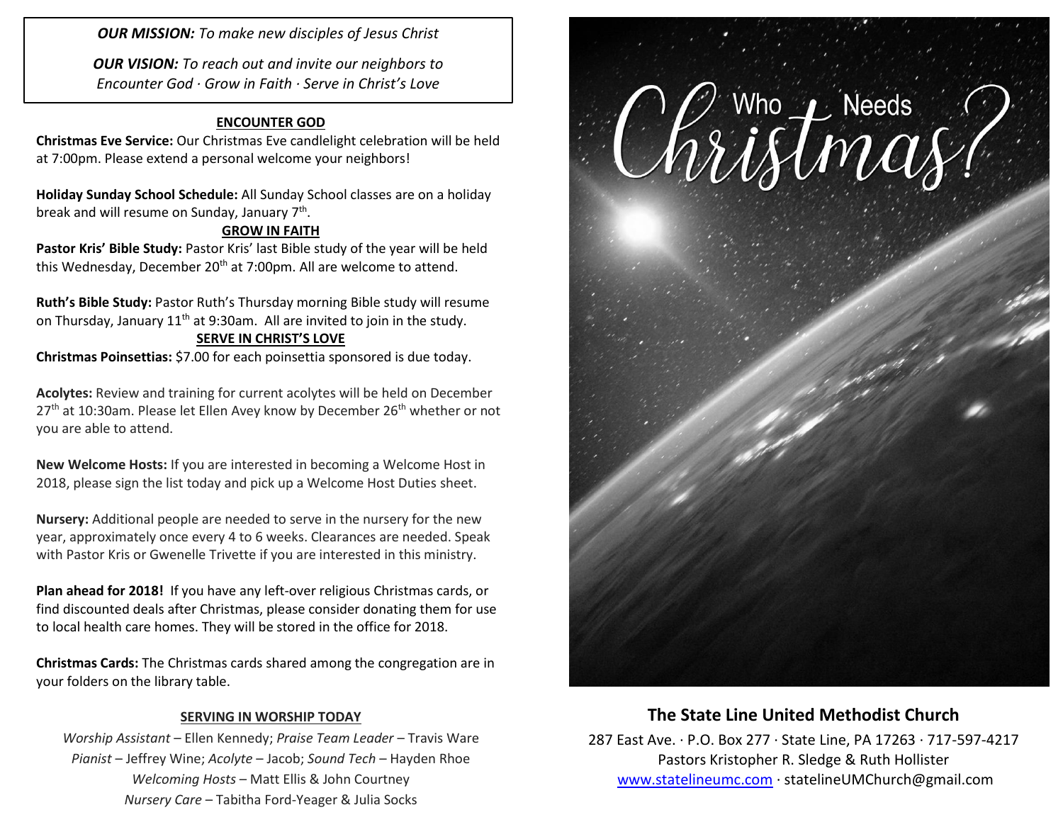*OUR MISSION: To make new disciples of Jesus Christ*

*OUR VISION: To reach out and invite our neighbors to Encounter God · Grow in Faith · Serve in Christ's Love*

## ENCOUNTER GOD

**Christmas Eve Service:** Our Christmas Eve candlelight celebration will be held at 7:00pm. Please extend a personal welcome your neighbors!

**Holiday Sunday School Schedule:** All Sunday School classes are on a holiday break and will resume on Sunday, January 7th.

## GROW IN FAITH

**Pastor Kris' Bible Study:** Pastor Kris' last Bible study of the year will be held this Wednesday, December 20th at 7:00pm. All are welcome to attend.

**Ruth's Bible Study:** Pastor Ruth's Thursday morning Bible study will resume on Thursday, January 11th at 9:30am. All are invited to join in the study.

## SERVE IN CHRIST'S LOVE

**Christmas Poinsettias:** $7.00 for each poinsettia sponsored is due today.

**Acolytes:** Review and training for current acolytes will be held on December 27th at 10:30am. Please let Ellen Avey know by December 26th whether or not you are able to attend.

**New Welcome Hosts:** If you are interested in becoming a Welcome Host in 2018, please sign the list today and pick up a Welcome Host Duties sheet.

**Nursery:** Additional people are needed to serve in the nursery for the new year, approximately once every 4 to 6 weeks. Clearances are needed. Speak with Pastor Kris or Gwenelle Trivette if you are interested in this ministry.

**Plan ahead for 2018!** If you have any left-over religious Christmas cards, or find discounted deals after Christmas, please consider donating them for use to local health care homes. They will be stored in the office for 2018.

**Christmas Cards:** The Christmas cards shared among the congregation are in your folders on the library table.

## SERVING IN WORSHIP TODAY

*Worship Assistant* – Ellen Kennedy; *Praise Team Leader* – Travis Ware
*Pianist* – Jeffrey Wine; *Acolyte* – Jacob; *Sound Tech* – Hayden Rhoe
*Welcoming Hosts* – Matt Ellis & John Courtney
*Nursery Care* – Tabitha Ford-Yeager & Julia Socks

# Who Needs Christmas?

## The State Line United Methodist Church

287 East Ave. · P.O. Box 277 · State Line, PA 17263 · 717-597-4217
Pastors Kristopher R. Sledge & Ruth Hollister
www.statelineumc.com · statelineUMChurch@gmail.com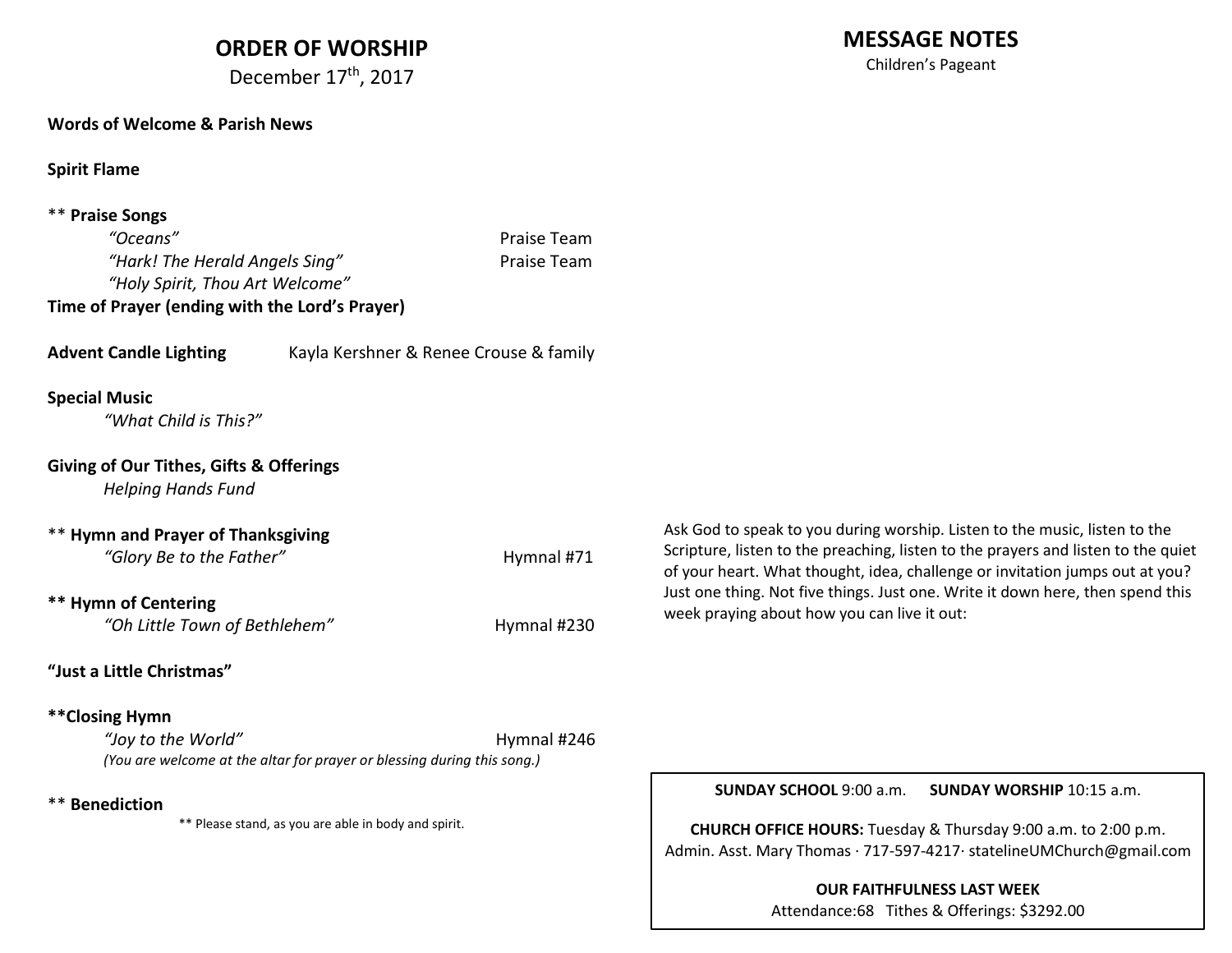# ORDER OF WORSHIP

December 17th, 2017

**Words of Welcome & Parish News**

**Spirit Flame**

** **Praise Songs**

*"Oceans"* Praise Team

*"Hark! The Herald Angels Sing"* Praise Team

*"Holy Spirit, Thou Art Welcome"*

**Time of Prayer (ending with the Lord's Prayer)**

**Advent Candle Lighting** Kayla Kershner & Renee Crouse & family

**Special Music**

*"What Child is This?"*

**Giving of Our Tithes, Gifts & Offerings**

*Helping Hands Fund*

** **Hymn and Prayer of Thanksgiving**

*"Glory Be to the Father"* Hymnal #71

** **Hymn of Centering**

*"Oh Little Town of Bethlehem"* Hymnal #230

**"Just a Little Christmas"**

****Closing Hymn**

*"Joy to the World"* Hymnal #246

*(You are welcome at the altar for prayer or blessing during this song.)*

** **Benediction**

** Please stand, as you are able in body and spirit.

# MESSAGE NOTES

Children's Pageant

Ask God to speak to you during worship. Listen to the music, listen to the Scripture, listen to the preaching, listen to the prayers and listen to the quiet of your heart. What thought, idea, challenge or invitation jumps out at you? Just one thing. Not five things. Just one. Write it down here, then spend this week praying about how you can live it out:

**SUNDAY SCHOOL** 9:00 a.m. **SUNDAY WORSHIP** 10:15 a.m.

**CHURCH OFFICE HOURS:** Tuesday & Thursday 9:00 a.m. to 2:00 p.m.
Admin. Asst. Mary Thomas · 717-597-4217· statelineUMChurch@gmail.com

**OUR FAITHFULNESS LAST WEEK**

Attendance:68 Tithes & Offerings: $3292.00